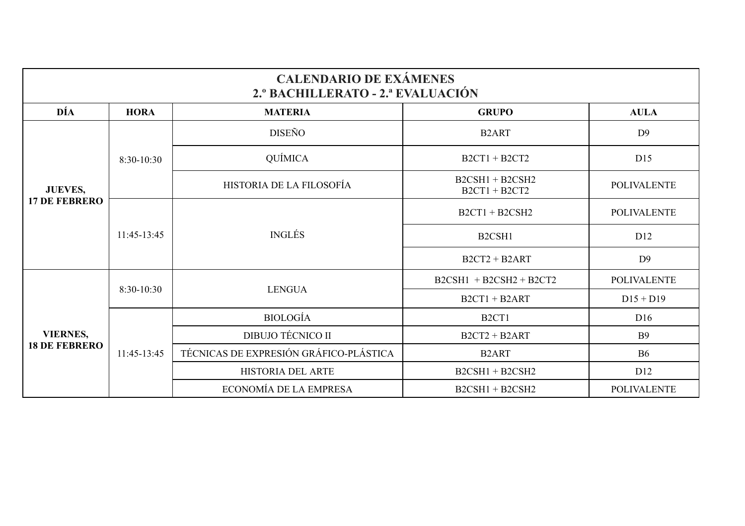# CALENDARIO DE EXÁMENES
## 2.º BACHILLERATO - 2.ª EVALUACIÓN

| DÍA | HORA | MATERIA | GRUPO | AULA |
|---|---|---|---|---|
| JUEVES, 17 DE FEBRERO | 8:30-10:30 | DISEÑO | B2ART | D9 |
| | | QUÍMICA | B2CT1 + B2CT2 | D15 |
| | | HISTORIA DE LA FILOSOFÍA | B2CSH1 + B2CSH2<br>B2CT1 + B2CT2 | POLIVALENTE |
| | 11:45-13:45 | INGLÉS | B2CT1 + B2CSH2 | POLIVALENTE |
| | | | B2CSH1 | D12 |
| | | | B2CT2 + B2ART | D9 |
| VIERNES, 18 DE FEBRERO | 8:30-10:30 | LENGUA | B2CSH1 + B2CSH2 + B2CT2 | POLIVALENTE |
| | | | B2CT1 + B2ART | D15 + D19 |
| | 11:45-13:45 | BIOLOGÍA | B2CT1 | D16 |
| | | DIBUJO TÉCNICO II | B2CT2 + B2ART | B9 |
| | | TÉCNICAS DE EXPRESIÓN GRÁFICO-PLÁSTICA | B2ART | B6 |
| | | HISTORIA DEL ARTE | B2CSH1 + B2CSH2 | D12 |
| | | ECONOMÍA DE LA EMPRESA | B2CSH1 + B2CSH2 | POLIVALENTE |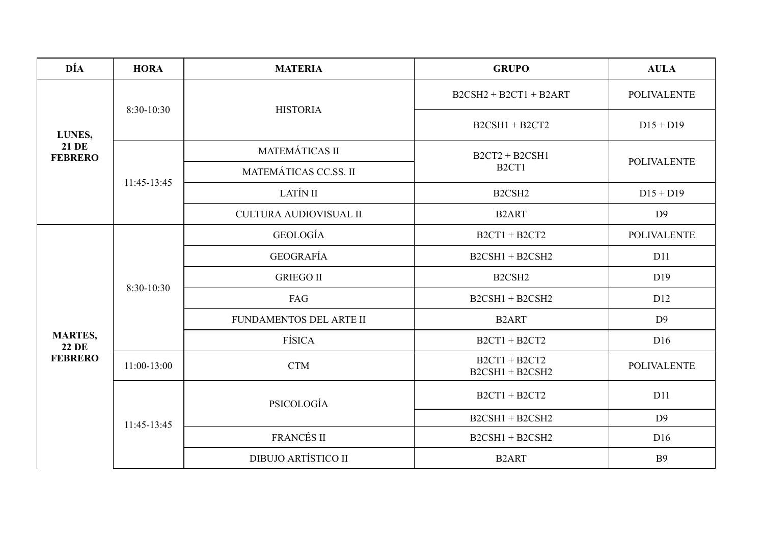| DÍA | HORA | MATERIA | GRUPO | AULA |
| --- | --- | --- | --- | --- |
| **LUNES, 21 DE FEBRERO** | 8:30-10:30 | HISTORIA | B2CSH2 + B2CT1 + B2ART | POLIVALENTE |
| | | | B2CSH1 + B2CT2 | D15 + D19 |
| | 11:45-13:45 | MATEMÁTICAS II | B2CT2 + B2CSH1 | POLIVALENTE |
| | | MATEMÁTICAS CC.SS. II | B2CT1 | |
| | | LATÍN II | B2CSH2 | D15 + D19 |
| | | CULTURA AUDIOVISUAL II | B2ART | D9 |
| **MARTES, 22 DE FEBRERO** | 8:30-10:30 | GEOLOGÍA | B2CT1 + B2CT2 | POLIVALENTE |
| | | GEOGRAFÍA | B2CSH1 + B2CSH2 | D11 |
| | | GRIEGO II | B2CSH2 | D19 |
| | | FAG | B2CSH1 + B2CSH2 | D12 |
| | | FUNDAMENTOS DEL ARTE II | B2ART | D9 |
| | | FÍSICA | B2CT1 + B2CT2 | D16 |
| | 11:00-13:00 | CTM | B2CT1 + B2CT2 B2CSH1 + B2CSH2 | POLIVALENTE |
| | 11:45-13:45 | PSICOLOGÍA | B2CT1 + B2CT2 | D11 |
| | | | B2CSH1 + B2CSH2 | D9 |
| | | FRANCÉS II | B2CSH1 + B2CSH2 | D16 |
| | | DIBUJO ARTÍSTICO II | B2ART | B9 |